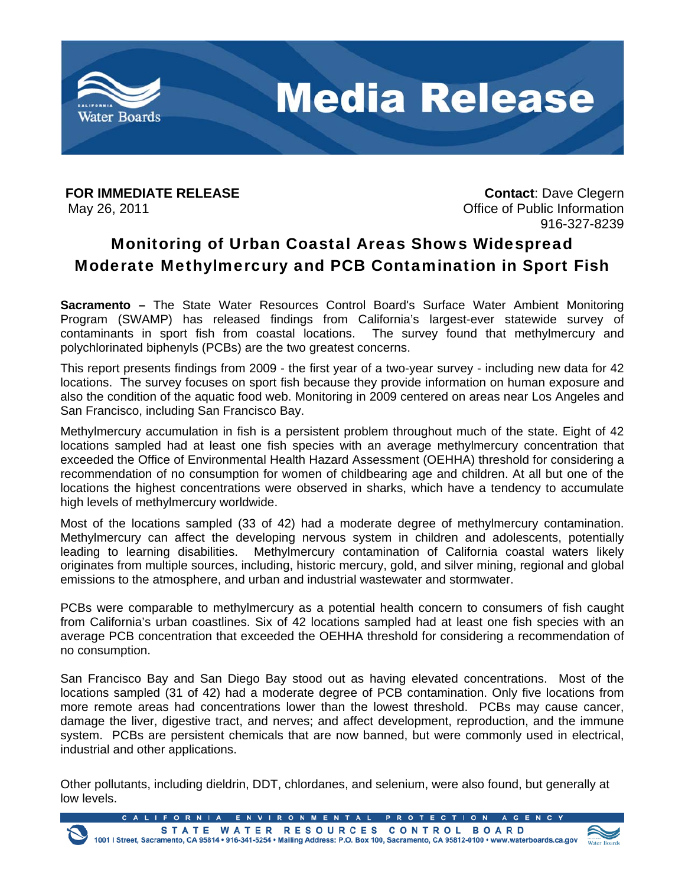# Media Release

**FOR IMMEDIATE RELEASE**
May 26, 2011

**Contact**: Dave Clegern
Office of Public Information
916-327-8239

## Monitoring of Urban Coastal Areas Shows Widespread Moderate Methylmercury and PCB Contamination in Sport Fish

**Sacramento –** The State Water Resources Control Board's Surface Water Ambient Monitoring Program (SWAMP) has released findings from California's largest-ever statewide survey of contaminants in sport fish from coastal locations. The survey found that methylmercury and polychlorinated biphenyls (PCBs) are the two greatest concerns.

This report presents findings from 2009 - the first year of a two-year survey - including new data for 42 locations. The survey focuses on sport fish because they provide information on human exposure and also the condition of the aquatic food web. Monitoring in 2009 centered on areas near Los Angeles and San Francisco, including San Francisco Bay.

Methylmercury accumulation in fish is a persistent problem throughout much of the state. Eight of 42 locations sampled had at least one fish species with an average methylmercury concentration that exceeded the Office of Environmental Health Hazard Assessment (OEHHA) threshold for considering a recommendation of no consumption for women of childbearing age and children. At all but one of the locations the highest concentrations were observed in sharks, which have a tendency to accumulate high levels of methylmercury worldwide.

Most of the locations sampled (33 of 42) had a moderate degree of methylmercury contamination. Methylmercury can affect the developing nervous system in children and adolescents, potentially leading to learning disabilities. Methylmercury contamination of California coastal waters likely originates from multiple sources, including, historic mercury, gold, and silver mining, regional and global emissions to the atmosphere, and urban and industrial wastewater and stormwater.

PCBs were comparable to methylmercury as a potential health concern to consumers of fish caught from California's urban coastlines. Six of 42 locations sampled had at least one fish species with an average PCB concentration that exceeded the OEHHA threshold for considering a recommendation of no consumption.

San Francisco Bay and San Diego Bay stood out as having elevated concentrations. Most of the locations sampled (31 of 42) had a moderate degree of PCB contamination. Only five locations from more remote areas had concentrations lower than the lowest threshold. PCBs may cause cancer, damage the liver, digestive tract, and nerves; and affect development, reproduction, and the immune system. PCBs are persistent chemicals that are now banned, but were commonly used in electrical, industrial and other applications.

Other pollutants, including dieldrin, DDT, chlordanes, and selenium, were also found, but generally at low levels.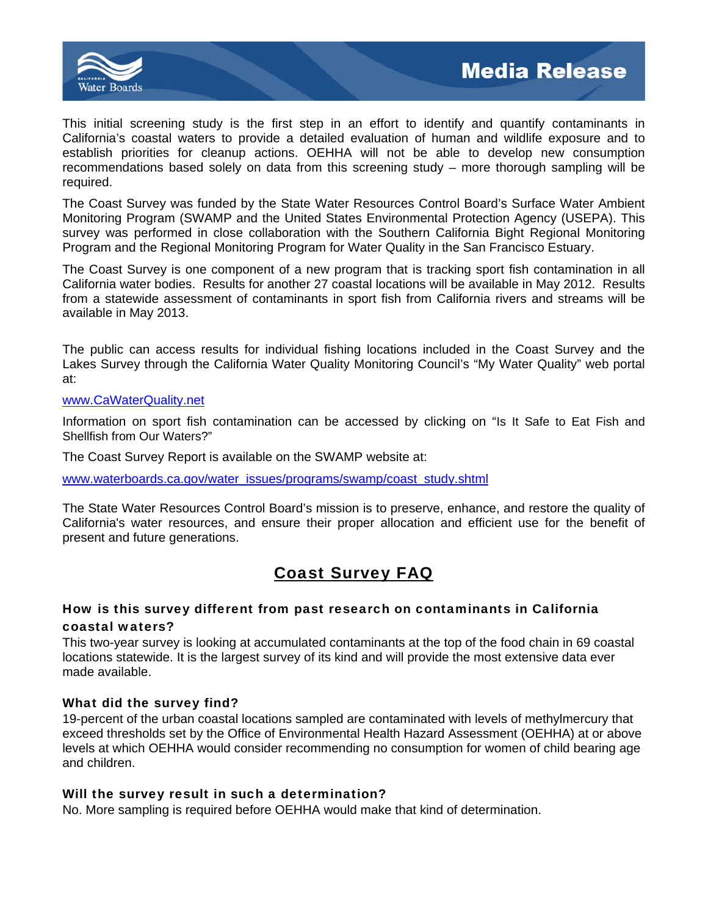This initial screening study is the first step in an effort to identify and quantify contaminants in California's coastal waters to provide a detailed evaluation of human and wildlife exposure and to establish priorities for cleanup actions. OEHHA will not be able to develop new consumption recommendations based solely on data from this screening study – more thorough sampling will be required.

The Coast Survey was funded by the State Water Resources Control Board's Surface Water Ambient Monitoring Program (SWAMP and the United States Environmental Protection Agency (USEPA). This survey was performed in close collaboration with the Southern California Bight Regional Monitoring Program and the Regional Monitoring Program for Water Quality in the San Francisco Estuary.

The Coast Survey is one component of a new program that is tracking sport fish contamination in all California water bodies. Results for another 27 coastal locations will be available in May 2012. Results from a statewide assessment of contaminants in sport fish from California rivers and streams will be available in May 2013.

The public can access results for individual fishing locations included in the Coast Survey and the Lakes Survey through the California Water Quality Monitoring Council's "My Water Quality" web portal at:

www.CaWaterQuality.net

Information on sport fish contamination can be accessed by clicking on "Is It Safe to Eat Fish and Shellfish from Our Waters?"

The Coast Survey Report is available on the SWAMP website at:

www.waterboards.ca.gov/water_issues/programs/swamp/coast_study.shtml

The State Water Resources Control Board's mission is to preserve, enhance, and restore the quality of California's water resources, and ensure their proper allocation and efficient use for the benefit of present and future generations.

## Coast Survey FAQ

### How is this survey different from past research on contaminants in California coastal waters?

This two-year survey is looking at accumulated contaminants at the top of the food chain in 69 coastal locations statewide. It is the largest survey of its kind and will provide the most extensive data ever made available.

### What did the survey find?

19-percent of the urban coastal locations sampled are contaminated with levels of methylmercury that exceed thresholds set by the Office of Environmental Health Hazard Assessment (OEHHA) at or above levels at which OEHHA would consider recommending no consumption for women of child bearing age and children.

### Will the survey result in such a determination?

No. More sampling is required before OEHHA would make that kind of determination.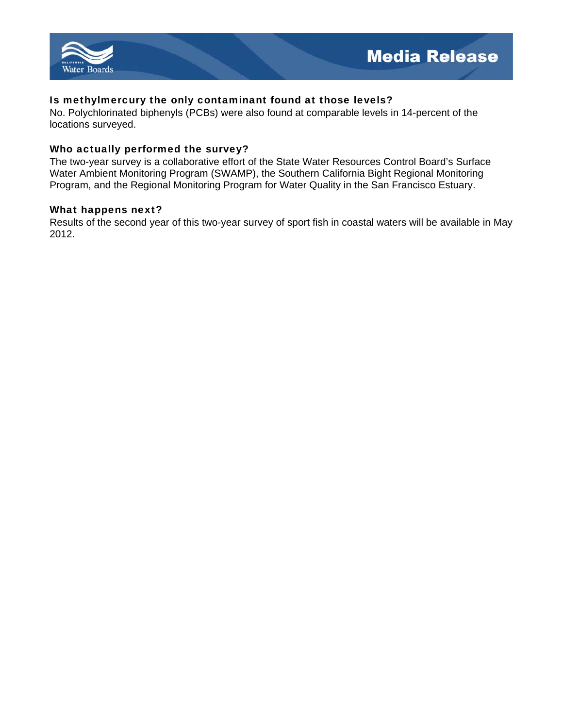### Is methylmercury the only contaminant found at those levels?

No. Polychlorinated biphenyls (PCBs) were also found at comparable levels in 14-percent of the locations surveyed.

### Who actually performed the survey?

The two-year survey is a collaborative effort of the State Water Resources Control Board's Surface Water Ambient Monitoring Program (SWAMP), the Southern California Bight Regional Monitoring Program, and the Regional Monitoring Program for Water Quality in the San Francisco Estuary.

### What happens next?

Results of the second year of this two-year survey of sport fish in coastal waters will be available in May 2012.